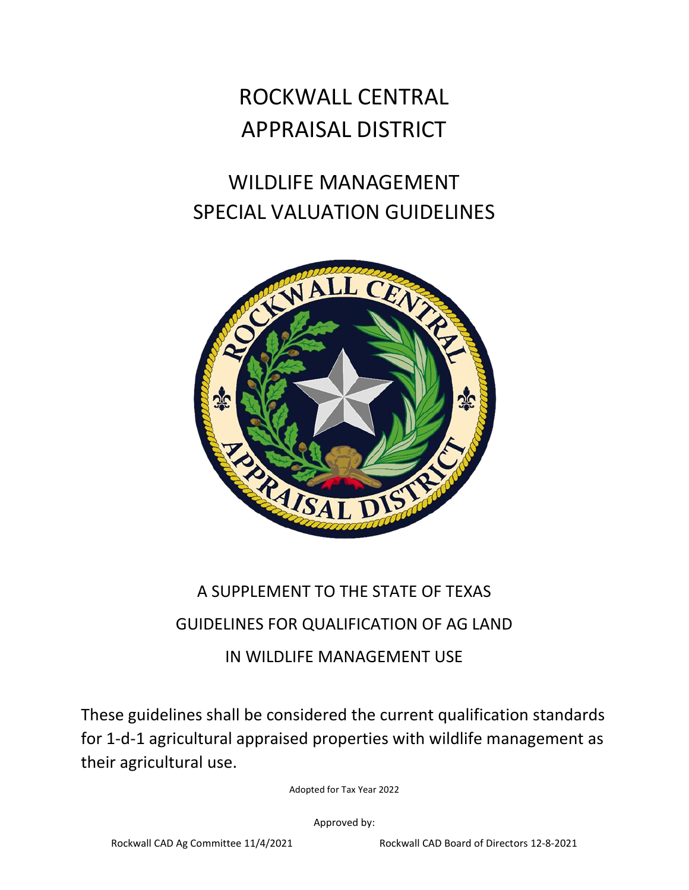# ROCKWALL CENTRAL APPRAISAL DISTRICT

## WILDLIFE MANAGEMENT SPECIAL VALUATION GUIDELINES

A SUPPLEMENT TO THE STATE OF TEXAS

GUIDELINES FOR QUALIFICATION OF AG LAND

IN WILDLIFE MANAGEMENT USE

These guidelines shall be considered the current qualification standards for 1-d-1 agricultural appraised properties with wildlife management as their agricultural use.

Adopted for Tax Year 2022

Approved by:

Rockwall CAD Ag Committee 11/4/2021

Rockwall CAD Board of Directors 12-8-2021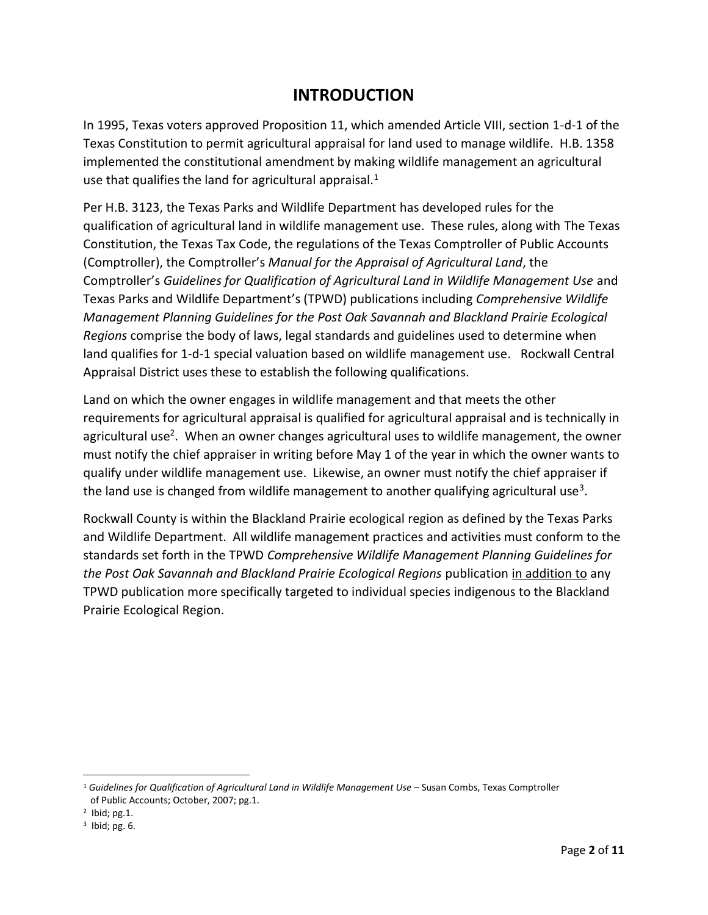# INTRODUCTION

In 1995, Texas voters approved Proposition 11, which amended Article VIII, section 1-d-1 of the Texas Constitution to permit agricultural appraisal for land used to manage wildlife. H.B. 1358 implemented the constitutional amendment by making wildlife management an agricultural use that qualifies the land for agricultural appraisal.[1]

Per H.B. 3123, the Texas Parks and Wildlife Department has developed rules for the qualification of agricultural land in wildlife management use. These rules, along with The Texas Constitution, the Texas Tax Code, the regulations of the Texas Comptroller of Public Accounts (Comptroller), the Comptroller's *Manual for the Appraisal of Agricultural Land*, the Comptroller's *Guidelines for Qualification of Agricultural Land in Wildlife Management Use* and Texas Parks and Wildlife Department's (TPWD) publications including *Comprehensive Wildlife Management Planning Guidelines for the Post Oak Savannah and Blackland Prairie Ecological Regions* comprise the body of laws, legal standards and guidelines used to determine when land qualifies for 1-d-1 special valuation based on wildlife management use. Rockwall Central Appraisal District uses these to establish the following qualifications.

Land on which the owner engages in wildlife management and that meets the other requirements for agricultural appraisal is qualified for agricultural appraisal and is technically in agricultural use[2]. When an owner changes agricultural uses to wildlife management, the owner must notify the chief appraiser in writing before May 1 of the year in which the owner wants to qualify under wildlife management use. Likewise, an owner must notify the chief appraiser if the land use is changed from wildlife management to another qualifying agricultural use[3].

Rockwall County is within the Blackland Prairie ecological region as defined by the Texas Parks and Wildlife Department. All wildlife management practices and activities must conform to the standards set forth in the TPWD *Comprehensive Wildlife Management Planning Guidelines for the Post Oak Savannah and Blackland Prairie Ecological Regions* publication <u>in addition to</u> any TPWD publication more specifically targeted to individual species indigenous to the Blackland Prairie Ecological Region.

---

[1] *Guidelines for Qualification of Agricultural Land in Wildlife Management Use* – Susan Combs, Texas Comptroller of Public Accounts; October, 2007; pg.1.

[2] Ibid; pg.1.

[3] Ibid; pg. 6.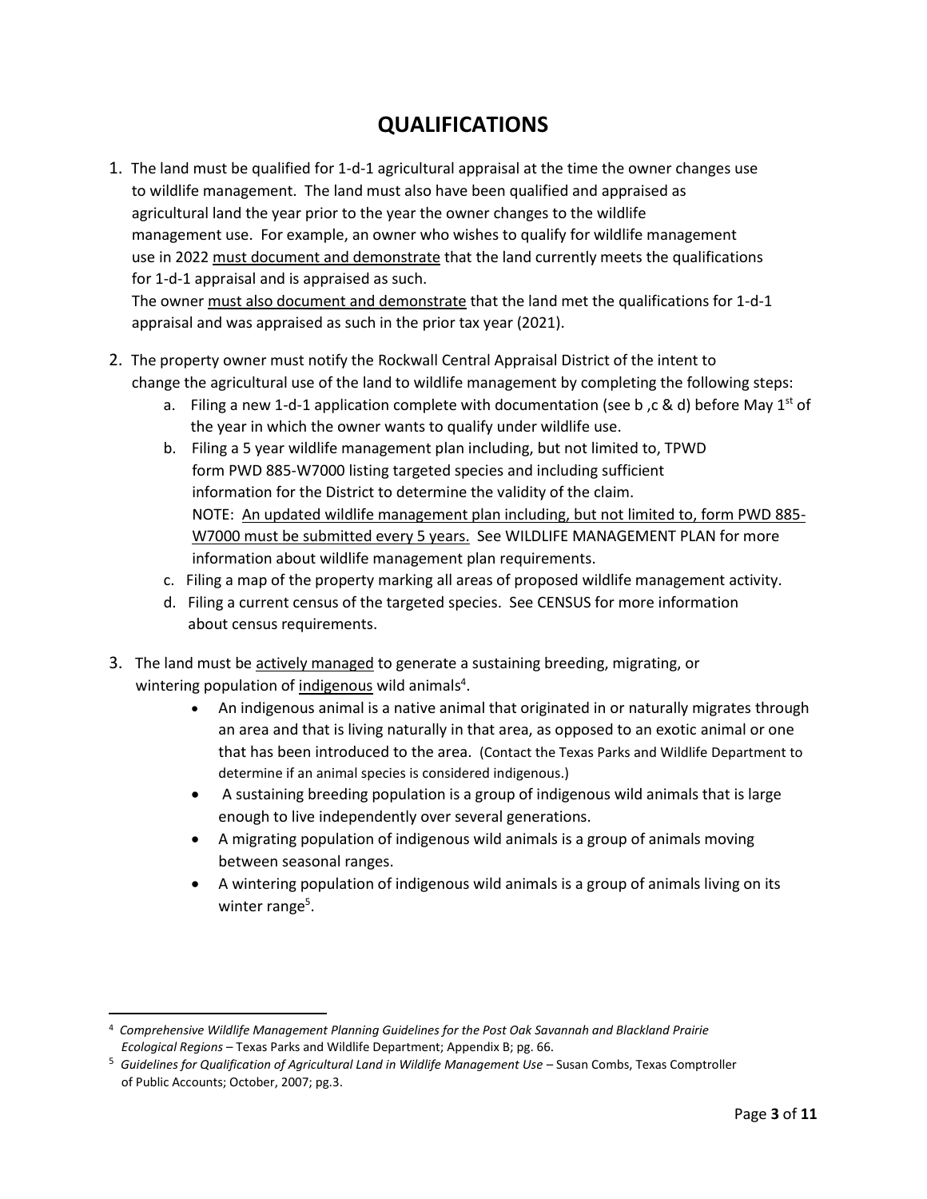# QUALIFICATIONS

1. The land must be qualified for 1-d-1 agricultural appraisal at the time the owner changes use to wildlife management. The land must also have been qualified and appraised as agricultural land the year prior to the year the owner changes to the wildlife management use. For example, an owner who wishes to qualify for wildlife management use in 2022 must document and demonstrate that the land currently meets the qualifications for 1-d-1 appraisal and is appraised as such.
   The owner must also document and demonstrate that the land met the qualifications for 1-d-1 appraisal and was appraised as such in the prior tax year (2021).

2. The property owner must notify the Rockwall Central Appraisal District of the intent to change the agricultural use of the land to wildlife management by completing the following steps:
   a. Filing a new 1-d-1 application complete with documentation (see b ,c & d) before May 1st of the year in which the owner wants to qualify under wildlife use.
   b. Filing a 5 year wildlife management plan including, but not limited to, TPWD form PWD 885-W7000 listing targeted species and including sufficient information for the District to determine the validity of the claim.
      NOTE: An updated wildlife management plan including, but not limited to, form PWD 885-W7000 must be submitted every 5 years. See WILDLIFE MANAGEMENT PLAN for more information about wildlife management plan requirements.
   c. Filing a map of the property marking all areas of proposed wildlife management activity.
   d. Filing a current census of the targeted species. See CENSUS for more information about census requirements.

3. The land must be actively managed to generate a sustaining breeding, migrating, or wintering population of indigenous wild animals[4].
   - An indigenous animal is a native animal that originated in or naturally migrates through an area and that is living naturally in that area, as opposed to an exotic animal or one that has been introduced to the area. (Contact the Texas Parks and Wildlife Department to determine if an animal species is considered indigenous.)
   - A sustaining breeding population is a group of indigenous wild animals that is large enough to live independently over several generations.
   - A migrating population of indigenous wild animals is a group of animals moving between seasonal ranges.
   - A wintering population of indigenous wild animals is a group of animals living on its winter range[5].

---

[4] *Comprehensive Wildlife Management Planning Guidelines for the Post Oak Savannah and Blackland Prairie Ecological Regions* – Texas Parks and Wildlife Department; Appendix B; pg. 66.

[5] *Guidelines for Qualification of Agricultural Land in Wildlife Management Use* – Susan Combs, Texas Comptroller of Public Accounts; October, 2007; pg.3.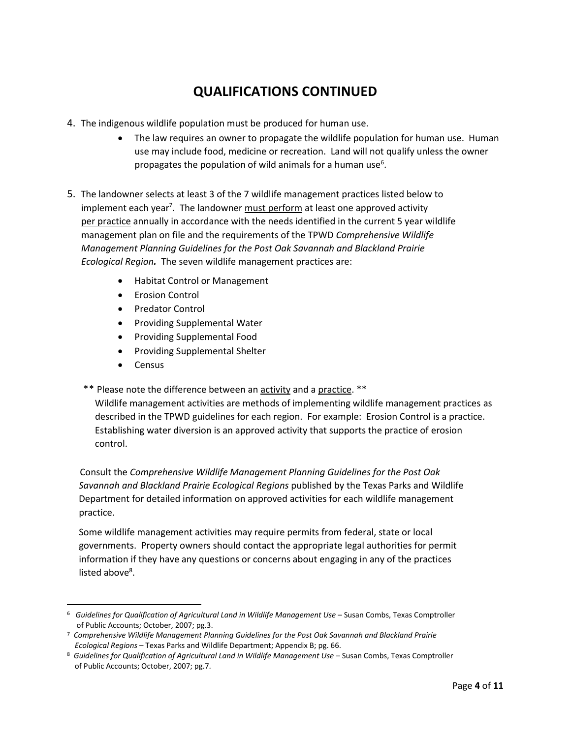# QUALIFICATIONS CONTINUED

4. The indigenous wildlife population must be produced for human use.
   - The law requires an owner to propagate the wildlife population for human use. Human use may include food, medicine or recreation. Land will not qualify unless the owner propagates the population of wild animals for a human use[6].

5. The landowner selects at least 3 of the 7 wildlife management practices listed below to implement each year[7]. The landowner <u>must perform</u> at least one approved activity <u>per practice</u> annually in accordance with the needs identified in the current 5 year wildlife management plan on file and the requirements of the TPWD *Comprehensive Wildlife Management Planning Guidelines for the Post Oak Savannah and Blackland Prairie Ecological Region.* The seven wildlife management practices are:
   - Habitat Control or Management
   - Erosion Control
   - Predator Control
   - Providing Supplemental Water
   - Providing Supplemental Food
   - Providing Supplemental Shelter
   - Census

** Please note the difference between an <u>activity</u> and a <u>practice</u>. **

Wildlife management activities are methods of implementing wildlife management practices as described in the TPWD guidelines for each region. For example: Erosion Control is a practice. Establishing water diversion is an approved activity that supports the practice of erosion control.

Consult the *Comprehensive Wildlife Management Planning Guidelines for the Post Oak Savannah and Blackland Prairie Ecological Regions* published by the Texas Parks and Wildlife Department for detailed information on approved activities for each wildlife management practice.

Some wildlife management activities may require permits from federal, state or local governments. Property owners should contact the appropriate legal authorities for permit information if they have any questions or concerns about engaging in any of the practices listed above[8].

---

[6] *Guidelines for Qualification of Agricultural Land in Wildlife Management Use* – Susan Combs, Texas Comptroller of Public Accounts; October, 2007; pg.3.

[7] *Comprehensive Wildlife Management Planning Guidelines for the Post Oak Savannah and Blackland Prairie Ecological Regions* – Texas Parks and Wildlife Department; Appendix B; pg. 66.

[8] *Guidelines for Qualification of Agricultural Land in Wildlife Management Use* – Susan Combs, Texas Comptroller of Public Accounts; October, 2007; pg.7.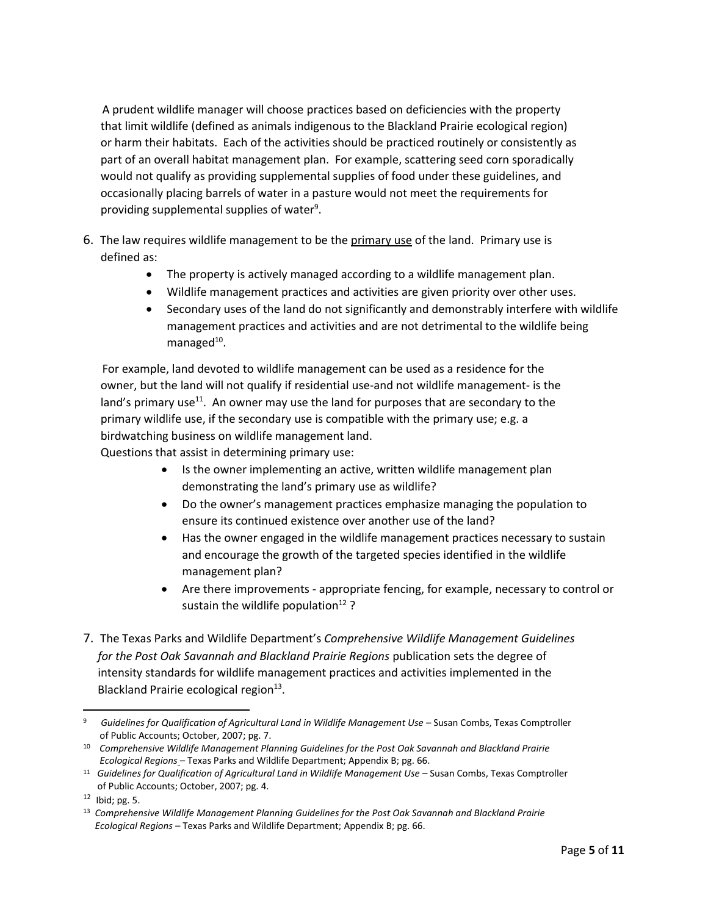A prudent wildlife manager will choose practices based on deficiencies with the property that limit wildlife (defined as animals indigenous to the Blackland Prairie ecological region) or harm their habitats. Each of the activities should be practiced routinely or consistently as part of an overall habitat management plan. For example, scattering seed corn sporadically would not qualify as providing supplemental supplies of food under these guidelines, and occasionally placing barrels of water in a pasture would not meet the requirements for providing supplemental supplies of water[9].

6. The law requires wildlife management to be the <u>primary use</u> of the land. Primary use is defined as:
    - The property is actively managed according to a wildlife management plan.
    - Wildlife management practices and activities are given priority over other uses.
    - Secondary uses of the land do not significantly and demonstrably interfere with wildlife management practices and activities and are not detrimental to the wildlife being managed[10].

   For example, land devoted to wildlife management can be used as a residence for the owner, but the land will not qualify if residential use-and not wildlife management- is the land's primary use[11]. An owner may use the land for purposes that are secondary to the primary wildlife use, if the secondary use is compatible with the primary use; e.g. a birdwatching business on wildlife management land.

   Questions that assist in determining primary use:
    - Is the owner implementing an active, written wildlife management plan demonstrating the land's primary use as wildlife?
    - Do the owner's management practices emphasize managing the population to ensure its continued existence over another use of the land?
    - Has the owner engaged in the wildlife management practices necessary to sustain and encourage the growth of the targeted species identified in the wildlife management plan?
    - Are there improvements - appropriate fencing, for example, necessary to control or sustain the wildlife population[12] ?

7. The Texas Parks and Wildlife Department's *Comprehensive Wildlife Management Guidelines for the Post Oak Savannah and Blackland Prairie Regions* publication sets the degree of intensity standards for wildlife management practices and activities implemented in the Blackland Prairie ecological region[13].

---

[9] *Guidelines for Qualification of Agricultural Land in Wildlife Management Use* – Susan Combs, Texas Comptroller of Public Accounts; October, 2007; pg. 7.

[10] *Comprehensive Wildlife Management Planning Guidelines for the Post Oak Savannah and Blackland Prairie Ecological Regions* – Texas Parks and Wildlife Department; Appendix B; pg. 66.

[11] *Guidelines for Qualification of Agricultural Land in Wildlife Management Use* – Susan Combs, Texas Comptroller of Public Accounts; October, 2007; pg. 4.

[12] Ibid; pg. 5.

[13] *Comprehensive Wildlife Management Planning Guidelines for the Post Oak Savannah and Blackland Prairie Ecological Regions* – Texas Parks and Wildlife Department; Appendix B; pg. 66.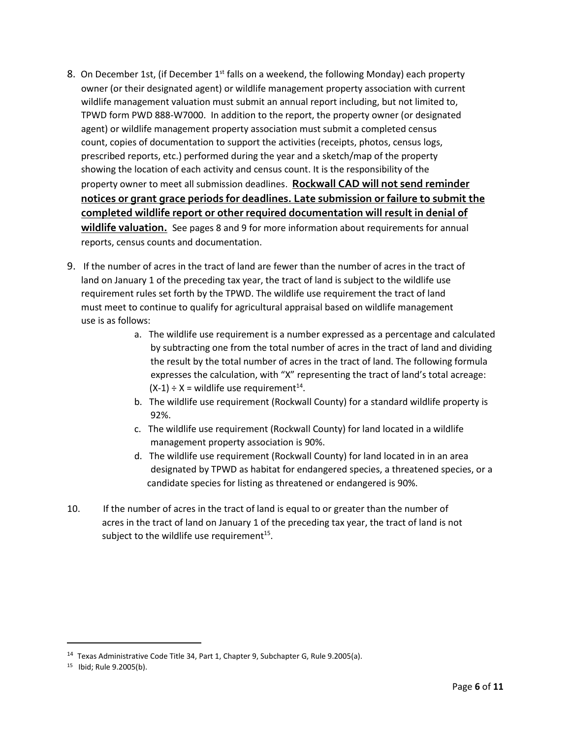8. On December 1st, (if December 1st falls on a weekend, the following Monday) each property owner (or their designated agent) or wildlife management property association with current wildlife management valuation must submit an annual report including, but not limited to, TPWD form PWD 888-W7000. In addition to the report, the property owner (or designated agent) or wildlife management property association must submit a completed census count, copies of documentation to support the activities (receipts, photos, census logs, prescribed reports, etc.) performed during the year and a sketch/map of the property showing the location of each activity and census count. It is the responsibility of the property owner to meet all submission deadlines. **Rockwall CAD will not send reminder notices or grant grace periods for deadlines. Late submission or failure to submit the completed wildlife report or other required documentation will result in denial of wildlife valuation.** See pages 8 and 9 for more information about requirements for annual reports, census counts and documentation.

9. If the number of acres in the tract of land are fewer than the number of acres in the tract of land on January 1 of the preceding tax year, the tract of land is subject to the wildlife use requirement rules set forth by the TPWD. The wildlife use requirement the tract of land must meet to continue to qualify for agricultural appraisal based on wildlife management use is as follows:
   a. The wildlife use requirement is a number expressed as a percentage and calculated by subtracting one from the total number of acres in the tract of land and dividing the result by the total number of acres in the tract of land. The following formula expresses the calculation, with "X" representing the tract of land's total acreage: $(X-1) \div X$ = wildlife use requirement[14].
   b. The wildlife use requirement (Rockwall County) for a standard wildlife property is 92%.
   c. The wildlife use requirement (Rockwall County) for land located in a wildlife management property association is 90%.
   d. The wildlife use requirement (Rockwall County) for land located in in an area designated by TPWD as habitat for endangered species, a threatened species, or a candidate species for listing as threatened or endangered is 90%.

10. If the number of acres in the tract of land is equal to or greater than the number of acres in the tract of land on January 1 of the preceding tax year, the tract of land is not subject to the wildlife use requirement[15].

---

[14] Texas Administrative Code Title 34, Part 1, Chapter 9, Subchapter G, Rule 9.2005(a).

[15] Ibid; Rule 9.2005(b).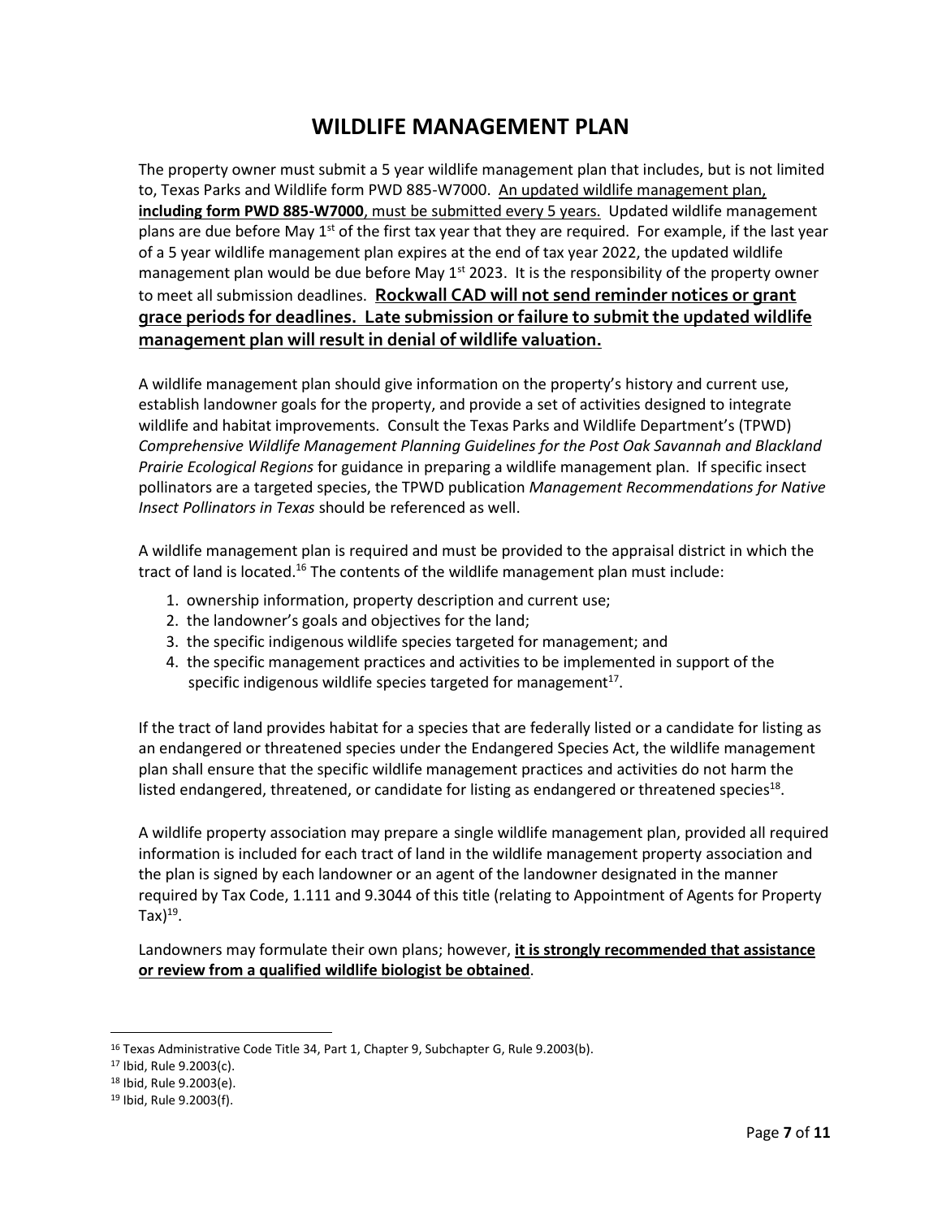# WILDLIFE MANAGEMENT PLAN

The property owner must submit a 5 year wildlife management plan that includes, but is not limited to, Texas Parks and Wildlife form PWD 885-W7000. An updated wildlife management plan, **including form PWD 885-W7000**, must be submitted every 5 years. Updated wildlife management plans are due before May 1st of the first tax year that they are required. For example, if the last year of a 5 year wildlife management plan expires at the end of tax year 2022, the updated wildlife management plan would be due before May 1st 2023. It is the responsibility of the property owner to meet all submission deadlines. **Rockwall CAD will not send reminder notices or grant grace periods for deadlines. Late submission or failure to submit the updated wildlife management plan will result in denial of wildlife valuation.**

A wildlife management plan should give information on the property's history and current use, establish landowner goals for the property, and provide a set of activities designed to integrate wildlife and habitat improvements. Consult the Texas Parks and Wildlife Department's (TPWD) *Comprehensive Wildlife Management Planning Guidelines for the Post Oak Savannah and Blackland Prairie Ecological Regions* for guidance in preparing a wildlife management plan. If specific insect pollinators are a targeted species, the TPWD publication *Management Recommendations for Native Insect Pollinators in Texas* should be referenced as well.

A wildlife management plan is required and must be provided to the appraisal district in which the tract of land is located.[16] The contents of the wildlife management plan must include:

1. ownership information, property description and current use;
2. the landowner's goals and objectives for the land;
3. the specific indigenous wildlife species targeted for management; and
4. the specific management practices and activities to be implemented in support of the specific indigenous wildlife species targeted for management[17].

If the tract of land provides habitat for a species that are federally listed or a candidate for listing as an endangered or threatened species under the Endangered Species Act, the wildlife management plan shall ensure that the specific wildlife management practices and activities do not harm the listed endangered, threatened, or candidate for listing as endangered or threatened species[18].

A wildlife property association may prepare a single wildlife management plan, provided all required information is included for each tract of land in the wildlife management property association and the plan is signed by each landowner or an agent of the landowner designated in the manner required by Tax Code, 1.111 and 9.3044 of this title (relating to Appointment of Agents for Property Tax)[19].

Landowners may formulate their own plans; however, **it is strongly recommended that assistance or review from a qualified wildlife biologist be obtained**.

---

[16] Texas Administrative Code Title 34, Part 1, Chapter 9, Subchapter G, Rule 9.2003(b).
[17] Ibid, Rule 9.2003(c).
[18] Ibid, Rule 9.2003(e).
[19] Ibid, Rule 9.2003(f).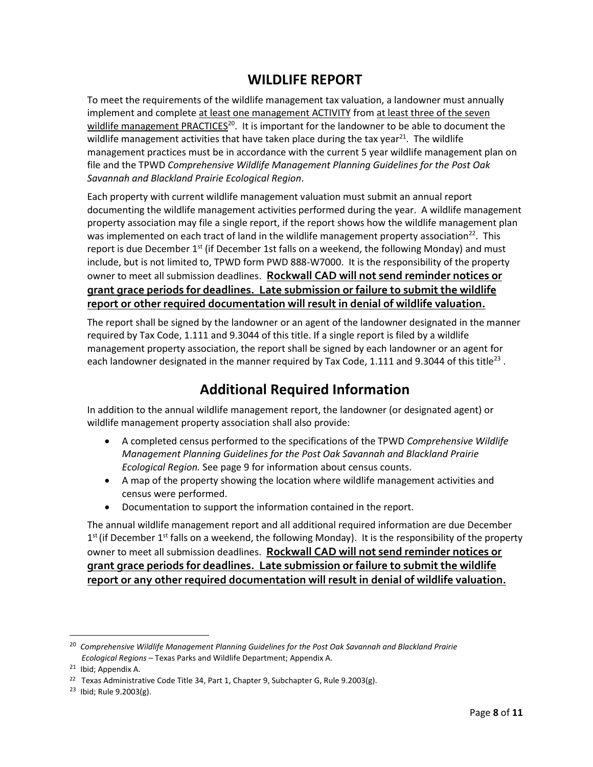## WILDLIFE REPORT

To meet the requirements of the wildlife management tax valuation, a landowner must annually implement and complete at least one management ACTIVITY from at least three of the seven wildlife management PRACTICES[20]. It is important for the landowner to be able to document the wildlife management activities that have taken place during the tax year[21]. The wildlife management practices must be in accordance with the current 5 year wildlife management plan on file and the TPWD *Comprehensive Wildlife Management Planning Guidelines for the Post Oak Savannah and Blackland Prairie Ecological Region*.

Each property with current wildlife management valuation must submit an annual report documenting the wildlife management activities performed during the year. A wildlife management property association may file a single report, if the report shows how the wildlife management plan was implemented on each tract of land in the wildlife management property association[22]. This report is due December 1st (if December 1st falls on a weekend, the following Monday) and must include, but is not limited to, TPWD form PWD 888-W7000. It is the responsibility of the property owner to meet all submission deadlines. **Rockwall CAD will not send reminder notices or grant grace periods for deadlines. Late submission or failure to submit the wildlife report or other required documentation will result in denial of wildlife valuation.**

The report shall be signed by the landowner or an agent of the landowner designated in the manner required by Tax Code, 1.111 and 9.3044 of this title. If a single report is filed by a wildlife management property association, the report shall be signed by each landowner or an agent for each landowner designated in the manner required by Tax Code, 1.111 and 9.3044 of this title[23] .

## Additional Required Information

In addition to the annual wildlife management report, the landowner (or designated agent) or wildlife management property association shall also provide:

- A completed census performed to the specifications of the TPWD *Comprehensive Wildlife Management Planning Guidelines for the Post Oak Savannah and Blackland Prairie Ecological Region.* See page 9 for information about census counts.
- A map of the property showing the location where wildlife management activities and census were performed.
- Documentation to support the information contained in the report.

The annual wildlife management report and all additional required information are due December 1st (if December 1st falls on a weekend, the following Monday). It is the responsibility of the property owner to meet all submission deadlines. **Rockwall CAD will not send reminder notices or grant grace periods for deadlines. Late submission or failure to submit the wildlife report or any other required documentation will result in denial of wildlife valuation.**

---

[20] *Comprehensive Wildlife Management Planning Guidelines for the Post Oak Savannah and Blackland Prairie Ecological Regions* – Texas Parks and Wildlife Department; Appendix A.

[21] Ibid; Appendix A.

[22] Texas Administrative Code Title 34, Part 1, Chapter 9, Subchapter G, Rule 9.2003(g).

[23] Ibid; Rule 9.2003(g).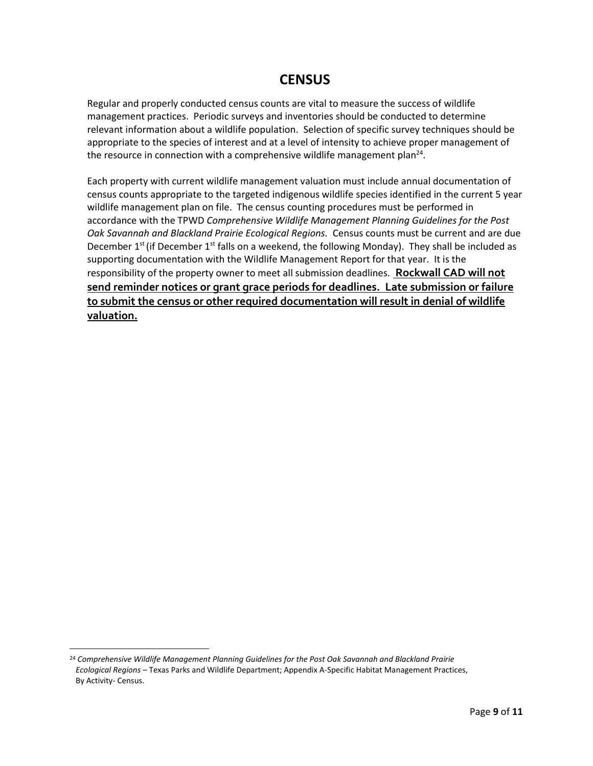# CENSUS

Regular and properly conducted census counts are vital to measure the success of wildlife management practices. Periodic surveys and inventories should be conducted to determine relevant information about a wildlife population. Selection of specific survey techniques should be appropriate to the species of interest and at a level of intensity to achieve proper management of the resource in connection with a comprehensive wildlife management plan[24].

Each property with current wildlife management valuation must include annual documentation of census counts appropriate to the targeted indigenous wildlife species identified in the current 5 year wildlife management plan on file. The census counting procedures must be performed in accordance with the TPWD *Comprehensive Wildlife Management Planning Guidelines for the Post Oak Savannah and Blackland Prairie Ecological Regions.* Census counts must be current and are due December 1st (if December 1st falls on a weekend, the following Monday). They shall be included as supporting documentation with the Wildlife Management Report for that year. It is the responsibility of the property owner to meet all submission deadlines. **Rockwall CAD will not send reminder notices or grant grace periods for deadlines. Late submission or failure to submit the census or other required documentation will result in denial of wildlife valuation.**

---

[24] *Comprehensive Wildlife Management Planning Guidelines for the Post Oak Savannah and Blackland Prairie Ecological Regions* – Texas Parks and Wildlife Department; Appendix A-Specific Habitat Management Practices, By Activity- Census.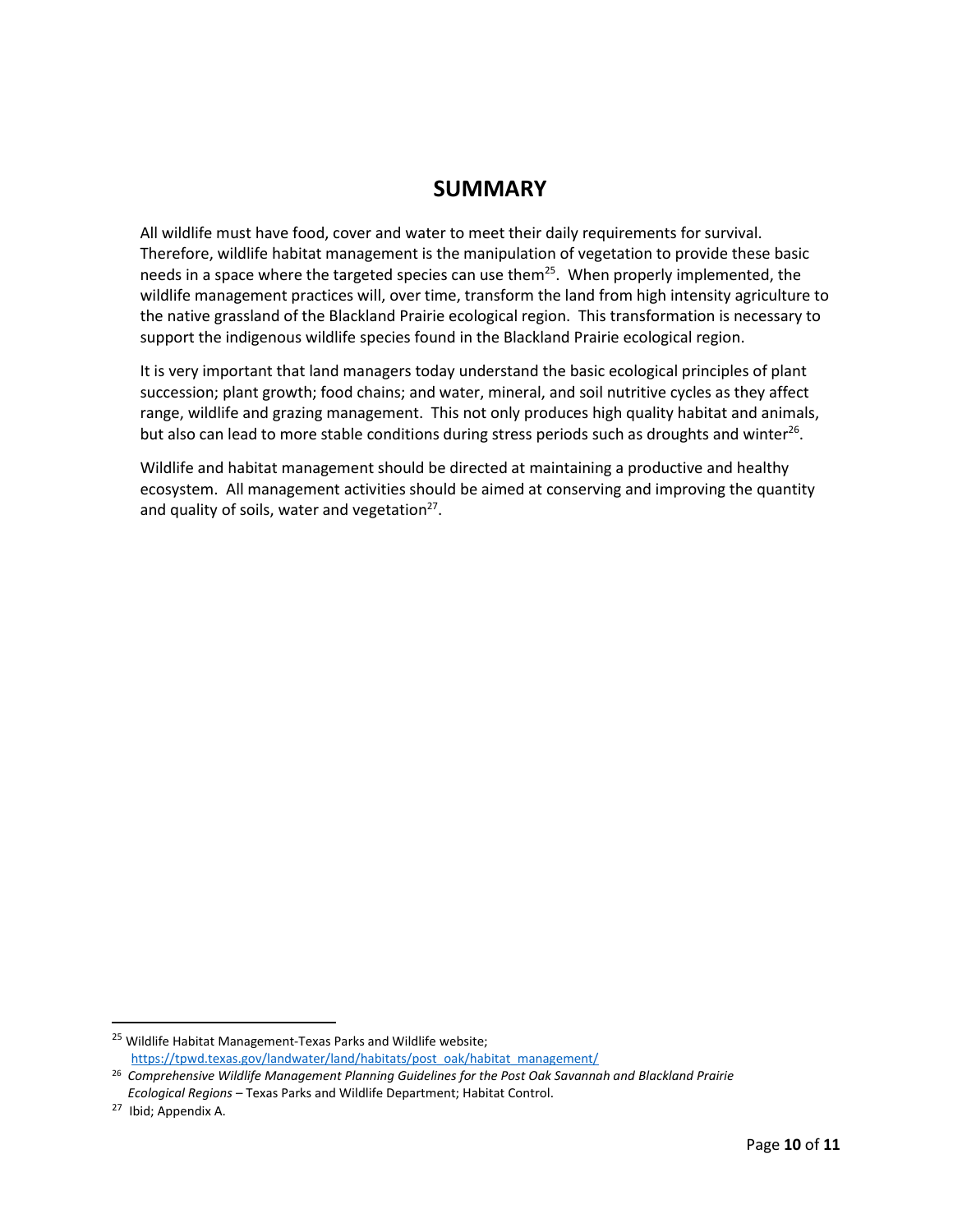# SUMMARY

All wildlife must have food, cover and water to meet their daily requirements for survival. Therefore, wildlife habitat management is the manipulation of vegetation to provide these basic needs in a space where the targeted species can use them[25]. When properly implemented, the wildlife management practices will, over time, transform the land from high intensity agriculture to the native grassland of the Blackland Prairie ecological region. This transformation is necessary to support the indigenous wildlife species found in the Blackland Prairie ecological region.

It is very important that land managers today understand the basic ecological principles of plant succession; plant growth; food chains; and water, mineral, and soil nutritive cycles as they affect range, wildlife and grazing management. This not only produces high quality habitat and animals, but also can lead to more stable conditions during stress periods such as droughts and winter[26].

Wildlife and habitat management should be directed at maintaining a productive and healthy ecosystem. All management activities should be aimed at conserving and improving the quantity and quality of soils, water and vegetation[27].

---

[25] Wildlife Habitat Management-Texas Parks and Wildlife website; https://tpwd.texas.gov/landwater/land/habitats/post_oak/habitat_management/

[26] *Comprehensive Wildlife Management Planning Guidelines for the Post Oak Savannah and Blackland Prairie Ecological Regions* – Texas Parks and Wildlife Department; Habitat Control.

[27] Ibid; Appendix A.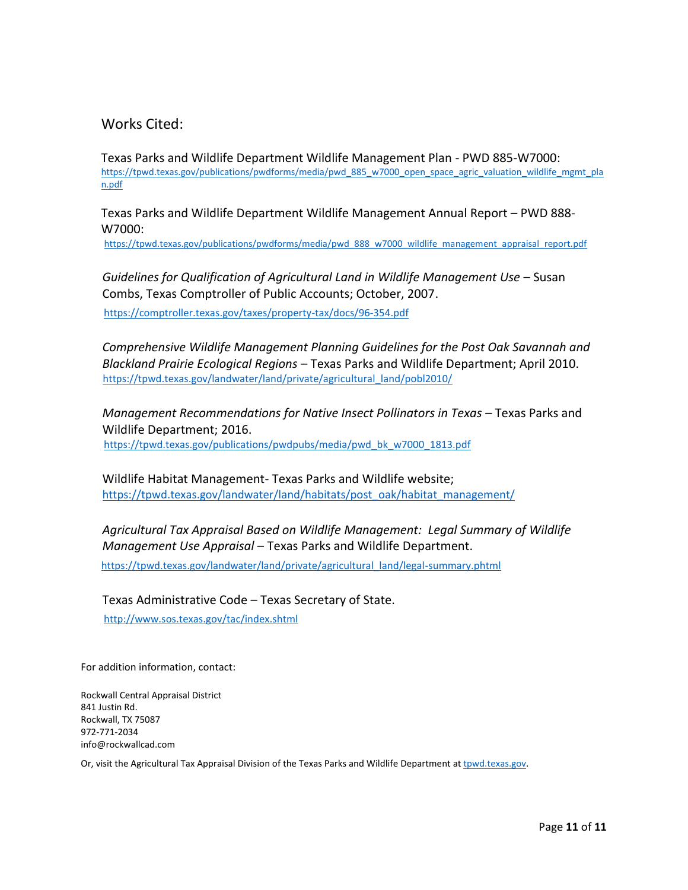## Works Cited:

Texas Parks and Wildlife Department Wildlife Management Plan - PWD 885-W7000:
https://tpwd.texas.gov/publications/pwdforms/media/pwd_885_w7000_open_space_agric_valuation_wildlife_mgmt_plan.pdf

Texas Parks and Wildlife Department Wildlife Management Annual Report – PWD 888-W7000:
https://tpwd.texas.gov/publications/pwdforms/media/pwd_888_w7000_wildlife_management_appraisal_report.pdf

*Guidelines for Qualification of Agricultural Land in Wildlife Management Use* – Susan Combs, Texas Comptroller of Public Accounts; October, 2007.
https://comptroller.texas.gov/taxes/property-tax/docs/96-354.pdf

*Comprehensive Wildlife Management Planning Guidelines for the Post Oak Savannah and Blackland Prairie Ecological Regions* – Texas Parks and Wildlife Department; April 2010.
https://tpwd.texas.gov/landwater/land/private/agricultural_land/pobl2010/

*Management Recommendations for Native Insect Pollinators in Texas* – Texas Parks and Wildlife Department; 2016.
https://tpwd.texas.gov/publications/pwdpubs/media/pwd_bk_w7000_1813.pdf

Wildlife Habitat Management- Texas Parks and Wildlife website;
https://tpwd.texas.gov/landwater/land/habitats/post_oak/habitat_management/

*Agricultural Tax Appraisal Based on Wildlife Management: Legal Summary of Wildlife Management Use Appraisal* – Texas Parks and Wildlife Department.
https://tpwd.texas.gov/landwater/land/private/agricultural_land/legal-summary.phtml

Texas Administrative Code – Texas Secretary of State.
http://www.sos.texas.gov/tac/index.shtml

For addition information, contact:

Rockwall Central Appraisal District
841 Justin Rd.
Rockwall, TX 75087
972-771-2034
info@rockwallcad.com

Or, visit the Agricultural Tax Appraisal Division of the Texas Parks and Wildlife Department at tpwd.texas.gov.